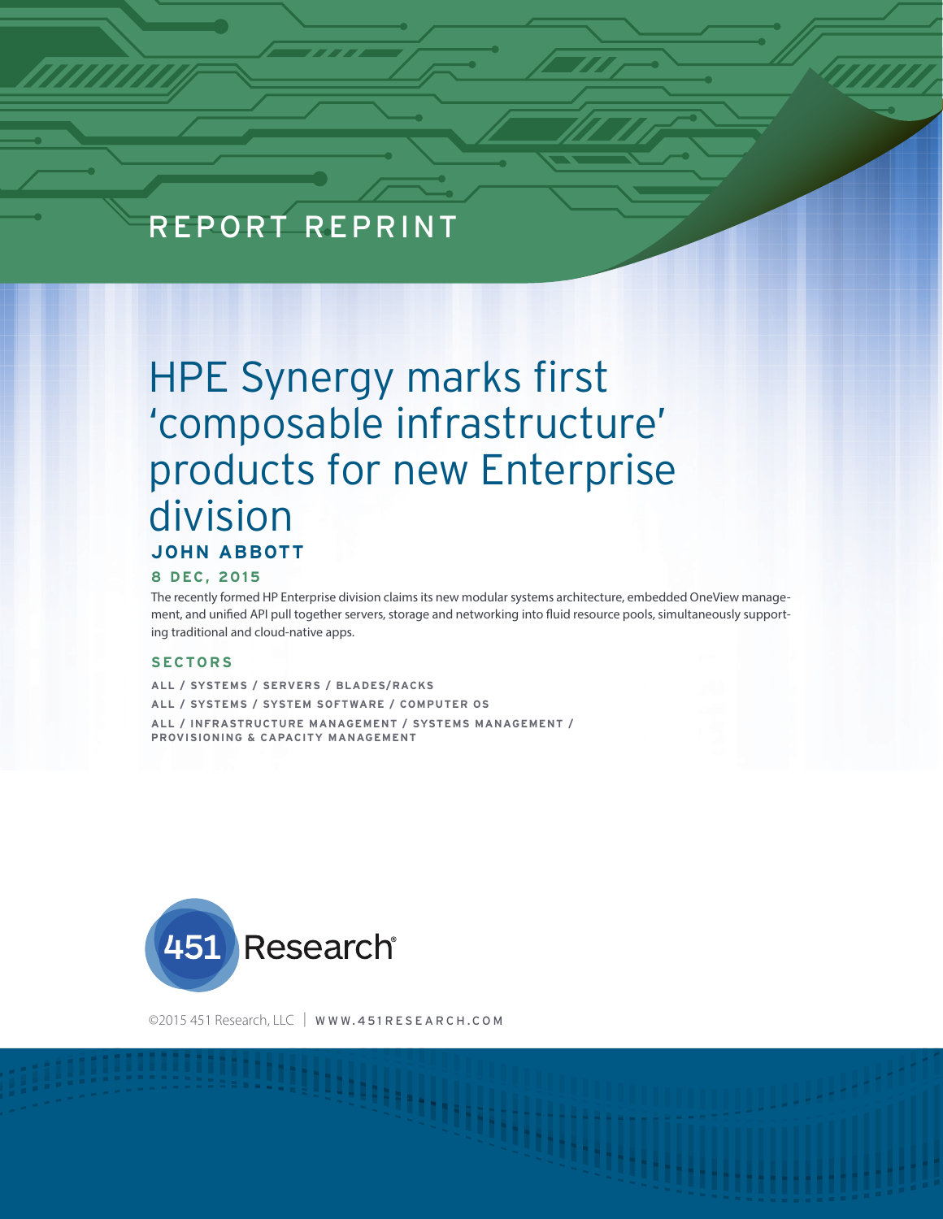REPORT REPRINT

# HPE Synergy marks first 'composable infrastructure' products for new Enterprise division

**JOHN ABBOTT**

**8 DEC, 2015**

The recently formed HP Enterprise division claims its new modular systems architecture, embedded OneView management, and unified API pull together servers, storage and networking into fluid resource pools, simultaneously supporting traditional and cloud-native apps.

## SECTORS

ALL / SYSTEMS / SERVERS / BLADES/RACKS

ALL / SYSTEMS / SYSTEM SOFTWARE / COMPUTER OS

ALL / INFRASTRUCTURE MANAGEMENT / SYSTEMS MANAGEMENT / PROVISIONING & CAPACITY MANAGEMENT

451 Research®

©2015 451 Research, LLC | WWW.451RESEARCH.COM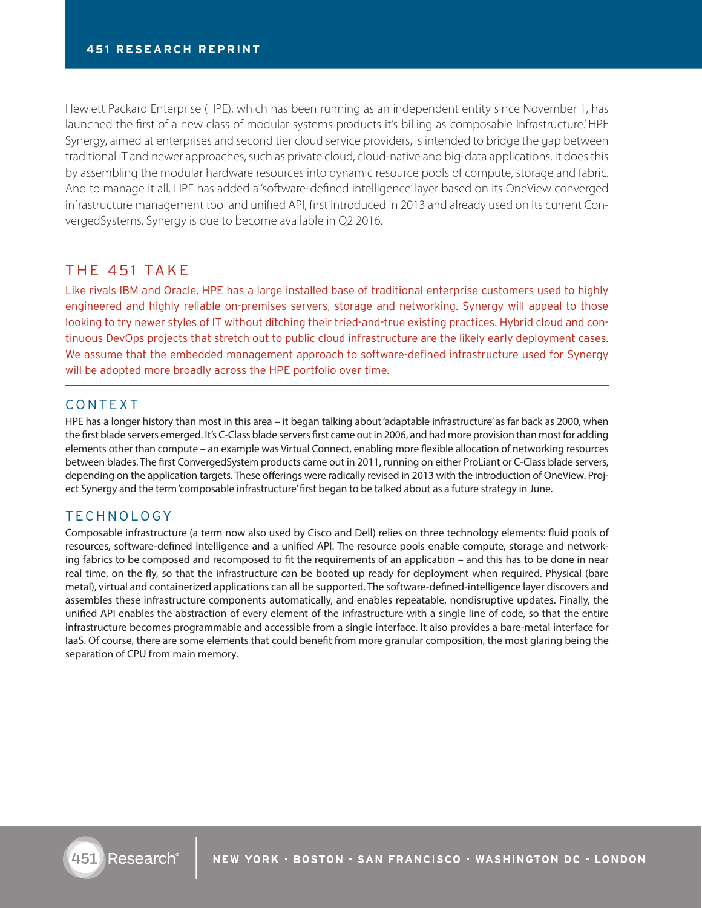Hewlett Packard Enterprise (HPE), which has been running as an independent entity since November 1, has launched the first of a new class of modular systems products it's billing as 'composable infrastructure.' HPE Synergy, aimed at enterprises and second tier cloud service providers, is intended to bridge the gap between traditional IT and newer approaches, such as private cloud, cloud-native and big-data applications. It does this by assembling the modular hardware resources into dynamic resource pools of compute, storage and fabric. And to manage it all, HPE has added a 'software-defined intelligence' layer based on its OneView converged infrastructure management tool and unified API, first introduced in 2013 and already used on its current ConvergedSystems. Synergy is due to become available in Q2 2016.

## THE 451 TAKE

Like rivals IBM and Oracle, HPE has a large installed base of traditional enterprise customers used to highly engineered and highly reliable on-premises servers, storage and networking. Synergy will appeal to those looking to try newer styles of IT without ditching their tried-and-true existing practices. Hybrid cloud and continuous DevOps projects that stretch out to public cloud infrastructure are the likely early deployment cases. We assume that the embedded management approach to software-defined infrastructure used for Synergy will be adopted more broadly across the HPE portfolio over time.

## CONTEXT

HPE has a longer history than most in this area – it began talking about 'adaptable infrastructure' as far back as 2000, when the first blade servers emerged. It's C-Class blade servers first came out in 2006, and had more provision than most for adding elements other than compute – an example was Virtual Connect, enabling more flexible allocation of networking resources between blades. The first ConvergedSystem products came out in 2011, running on either ProLiant or C-Class blade servers, depending on the application targets. These offerings were radically revised in 2013 with the introduction of OneView. Project Synergy and the term 'composable infrastructure' first began to be talked about as a future strategy in June.

## TECHNOLOGY

Composable infrastructure (a term now also used by Cisco and Dell) relies on three technology elements: fluid pools of resources, software-defined intelligence and a unified API. The resource pools enable compute, storage and networking fabrics to be composed and recomposed to fit the requirements of an application – and this has to be done in near real time, on the fly, so that the infrastructure can be booted up ready for deployment when required. Physical (bare metal), virtual and containerized applications can all be supported. The software-defined-intelligence layer discovers and assembles these infrastructure components automatically, and enables repeatable, nondisruptive updates. Finally, the unified API enables the abstraction of every element of the infrastructure with a single line of code, so that the entire infrastructure becomes programmable and accessible from a single interface. It also provides a bare-metal interface for IaaS. Of course, there are some elements that could benefit from more granular composition, the most glaring being the separation of CPU from main memory.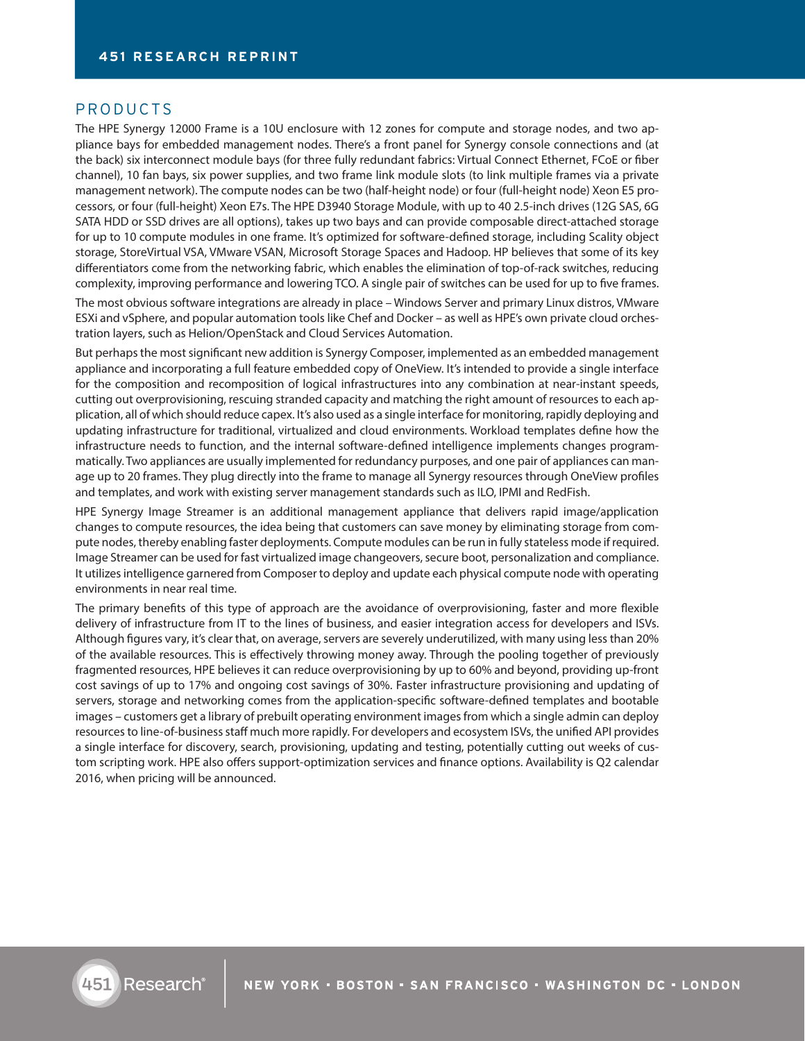## PRODUCTS

The HPE Synergy 12000 Frame is a 10U enclosure with 12 zones for compute and storage nodes, and two appliance bays for embedded management nodes. There's a front panel for Synergy console connections and (at the back) six interconnect module bays (for three fully redundant fabrics: Virtual Connect Ethernet, FCoE or fiber channel), 10 fan bays, six power supplies, and two frame link module slots (to link multiple frames via a private management network). The compute nodes can be two (half-height node) or four (full-height node) Xeon E5 processors, or four (full-height) Xeon E7s. The HPE D3940 Storage Module, with up to 40 2.5-inch drives (12G SAS, 6G SATA HDD or SSD drives are all options), takes up two bays and can provide composable direct-attached storage for up to 10 compute modules in one frame. It's optimized for software-defined storage, including Scality object storage, StoreVirtual VSA, VMware VSAN, Microsoft Storage Spaces and Hadoop. HP believes that some of its key differentiators come from the networking fabric, which enables the elimination of top-of-rack switches, reducing complexity, improving performance and lowering TCO. A single pair of switches can be used for up to five frames.

The most obvious software integrations are already in place – Windows Server and primary Linux distros, VMware ESXi and vSphere, and popular automation tools like Chef and Docker – as well as HPE's own private cloud orchestration layers, such as Helion/OpenStack and Cloud Services Automation.

But perhaps the most significant new addition is Synergy Composer, implemented as an embedded management appliance and incorporating a full feature embedded copy of OneView. It's intended to provide a single interface for the composition and recomposition of logical infrastructures into any combination at near-instant speeds, cutting out overprovisioning, rescuing stranded capacity and matching the right amount of resources to each application, all of which should reduce capex. It's also used as a single interface for monitoring, rapidly deploying and updating infrastructure for traditional, virtualized and cloud environments. Workload templates define how the infrastructure needs to function, and the internal software-defined intelligence implements changes programmatically. Two appliances are usually implemented for redundancy purposes, and one pair of appliances can manage up to 20 frames. They plug directly into the frame to manage all Synergy resources through OneView profiles and templates, and work with existing server management standards such as ILO, IPMI and RedFish.

HPE Synergy Image Streamer is an additional management appliance that delivers rapid image/application changes to compute resources, the idea being that customers can save money by eliminating storage from compute nodes, thereby enabling faster deployments. Compute modules can be run in fully stateless mode if required. Image Streamer can be used for fast virtualized image changeovers, secure boot, personalization and compliance. It utilizes intelligence garnered from Composer to deploy and update each physical compute node with operating environments in near real time.

The primary benefits of this type of approach are the avoidance of overprovisioning, faster and more flexible delivery of infrastructure from IT to the lines of business, and easier integration access for developers and ISVs. Although figures vary, it's clear that, on average, servers are severely underutilized, with many using less than 20% of the available resources. This is effectively throwing money away. Through the pooling together of previously fragmented resources, HPE believes it can reduce overprovisioning by up to 60% and beyond, providing up-front cost savings of up to 17% and ongoing cost savings of 30%. Faster infrastructure provisioning and updating of servers, storage and networking comes from the application-specific software-defined templates and bootable images – customers get a library of prebuilt operating environment images from which a single admin can deploy resources to line-of-business staff much more rapidly. For developers and ecosystem ISVs, the unified API provides a single interface for discovery, search, provisioning, updating and testing, potentially cutting out weeks of custom scripting work. HPE also offers support-optimization services and finance options. Availability is Q2 calendar 2016, when pricing will be announced.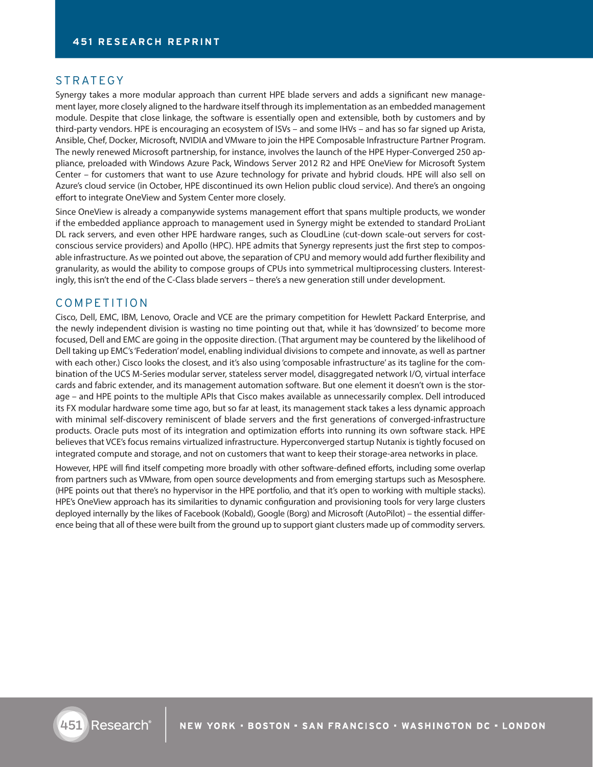## STRATEGY

Synergy takes a more modular approach than current HPE blade servers and adds a significant new management layer, more closely aligned to the hardware itself through its implementation as an embedded management module. Despite that close linkage, the software is essentially open and extensible, both by customers and by third-party vendors. HPE is encouraging an ecosystem of ISVs – and some IHVs – and has so far signed up Arista, Ansible, Chef, Docker, Microsoft, NVIDIA and VMware to join the HPE Composable Infrastructure Partner Program. The newly renewed Microsoft partnership, for instance, involves the launch of the HPE Hyper-Converged 250 appliance, preloaded with Windows Azure Pack, Windows Server 2012 R2 and HPE OneView for Microsoft System Center – for customers that want to use Azure technology for private and hybrid clouds. HPE will also sell on Azure's cloud service (in October, HPE discontinued its own Helion public cloud service). And there's an ongoing effort to integrate OneView and System Center more closely.

Since OneView is already a companywide systems management effort that spans multiple products, we wonder if the embedded appliance approach to management used in Synergy might be extended to standard ProLiant DL rack servers, and even other HPE hardware ranges, such as CloudLine (cut-down scale-out servers for cost-conscious service providers) and Apollo (HPC). HPE admits that Synergy represents just the first step to composable infrastructure. As we pointed out above, the separation of CPU and memory would add further flexibility and granularity, as would the ability to compose groups of CPUs into symmetrical multiprocessing clusters. Interestingly, this isn't the end of the C-Class blade servers – there's a new generation still under development.

## COMPETITION

Cisco, Dell, EMC, IBM, Lenovo, Oracle and VCE are the primary competition for Hewlett Packard Enterprise, and the newly independent division is wasting no time pointing out that, while it has 'downsized' to become more focused, Dell and EMC are going in the opposite direction. (That argument may be countered by the likelihood of Dell taking up EMC's 'Federation' model, enabling individual divisions to compete and innovate, as well as partner with each other.) Cisco looks the closest, and it's also using 'composable infrastructure' as its tagline for the combination of the UCS M-Series modular server, stateless server model, disaggregated network I/O, virtual interface cards and fabric extender, and its management automation software. But one element it doesn't own is the storage – and HPE points to the multiple APIs that Cisco makes available as unnecessarily complex. Dell introduced its FX modular hardware some time ago, but so far at least, its management stack takes a less dynamic approach with minimal self-discovery reminiscent of blade servers and the first generations of converged-infrastructure products. Oracle puts most of its integration and optimization efforts into running its own software stack. HPE believes that VCE's focus remains virtualized infrastructure. Hyperconverged startup Nutanix is tightly focused on integrated compute and storage, and not on customers that want to keep their storage-area networks in place.

However, HPE will find itself competing more broadly with other software-defined efforts, including some overlap from partners such as VMware, from open source developments and from emerging startups such as Mesosphere. (HPE points out that there's no hypervisor in the HPE portfolio, and that it's open to working with multiple stacks). HPE's OneView approach has its similarities to dynamic configuration and provisioning tools for very large clusters deployed internally by the likes of Facebook (Kobald), Google (Borg) and Microsoft (AutoPilot) – the essential difference being that all of these were built from the ground up to support giant clusters made up of commodity servers.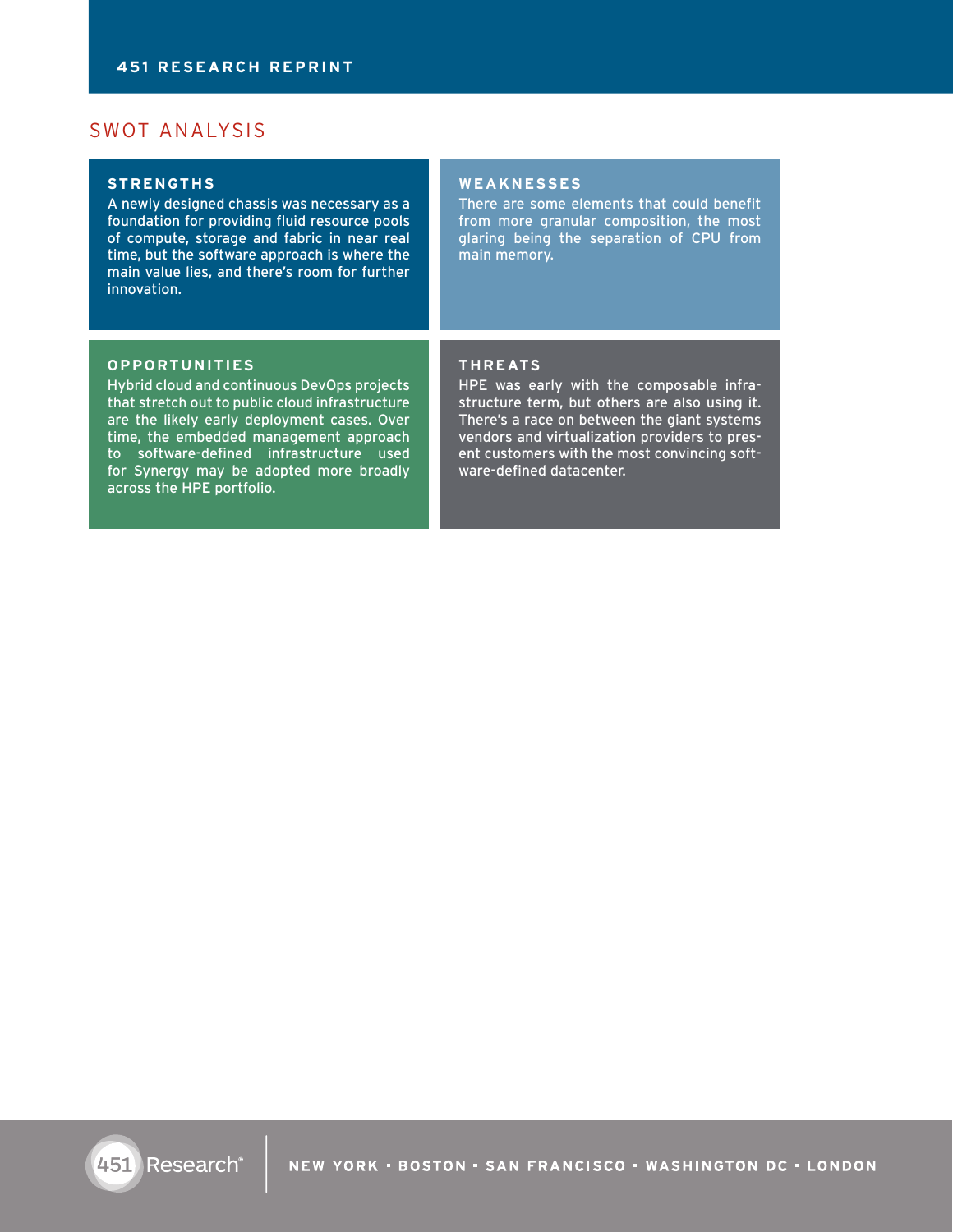## SWOT ANALYSIS

### STRENGTHS

A newly designed chassis was necessary as a foundation for providing fluid resource pools of compute, storage and fabric in near real time, but the software approach is where the main value lies, and there's room for further innovation.

### WEAKNESSES

There are some elements that could benefit from more granular composition, the most glaring being the separation of CPU from main memory.

### OPPORTUNITIES

Hybrid cloud and continuous DevOps projects that stretch out to public cloud infrastructure are the likely early deployment cases. Over time, the embedded management approach to software-defined infrastructure used for Synergy may be adopted more broadly across the HPE portfolio.

### THREATS

HPE was early with the composable infrastructure term, but others are also using it. There's a race on between the giant systems vendors and virtualization providers to present customers with the most convincing software-defined datacenter.